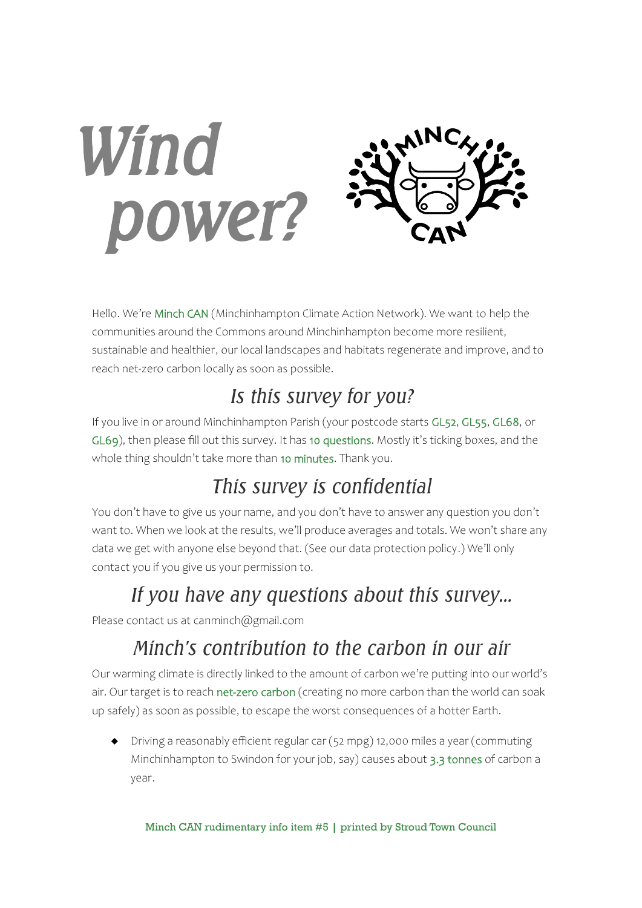# Wind power?

Hello. We're Minch CAN (Minchinhampton Climate Action Network). We want to help the communities around the Commons around Minchinhampton become more resilient, sustainable and healthier, our local landscapes and habitats regenerate and improve, and to reach net-zero carbon locally as soon as possible.

## Is this survey for you?

If you live in or around Minchinhampton Parish (your postcode starts GL52, GL55, GL68, or GL69), then please fill out this survey. It has 10 questions. Mostly it's ticking boxes, and the whole thing shouldn't take more than 10 minutes. Thank you.

## This survey is confidential

You don't have to give us your name, and you don't have to answer any question you don't want to. When we look at the results, we'll produce averages and totals. We won't share any data we get with anyone else beyond that. (See our data protection policy.) We'll only contact you if you give us your permission to.

## If you have any questions about this survey...

Please contact us at canminch@gmail.com

## Minch's contribution to the carbon in our air

Our warming climate is directly linked to the amount of carbon we're putting into our world's air. Our target is to reach net-zero carbon (creating no more carbon than the world can soak up safely) as soon as possible, to escape the worst consequences of a hotter Earth.

- Driving a reasonably efficient regular car (52 mpg) 12,000 miles a year (commuting Minchinhampton to Swindon for your job, say) causes about 3.3 tonnes of carbon a year.

Minch CAN rudimentary info item #5 | printed by Stroud Town Council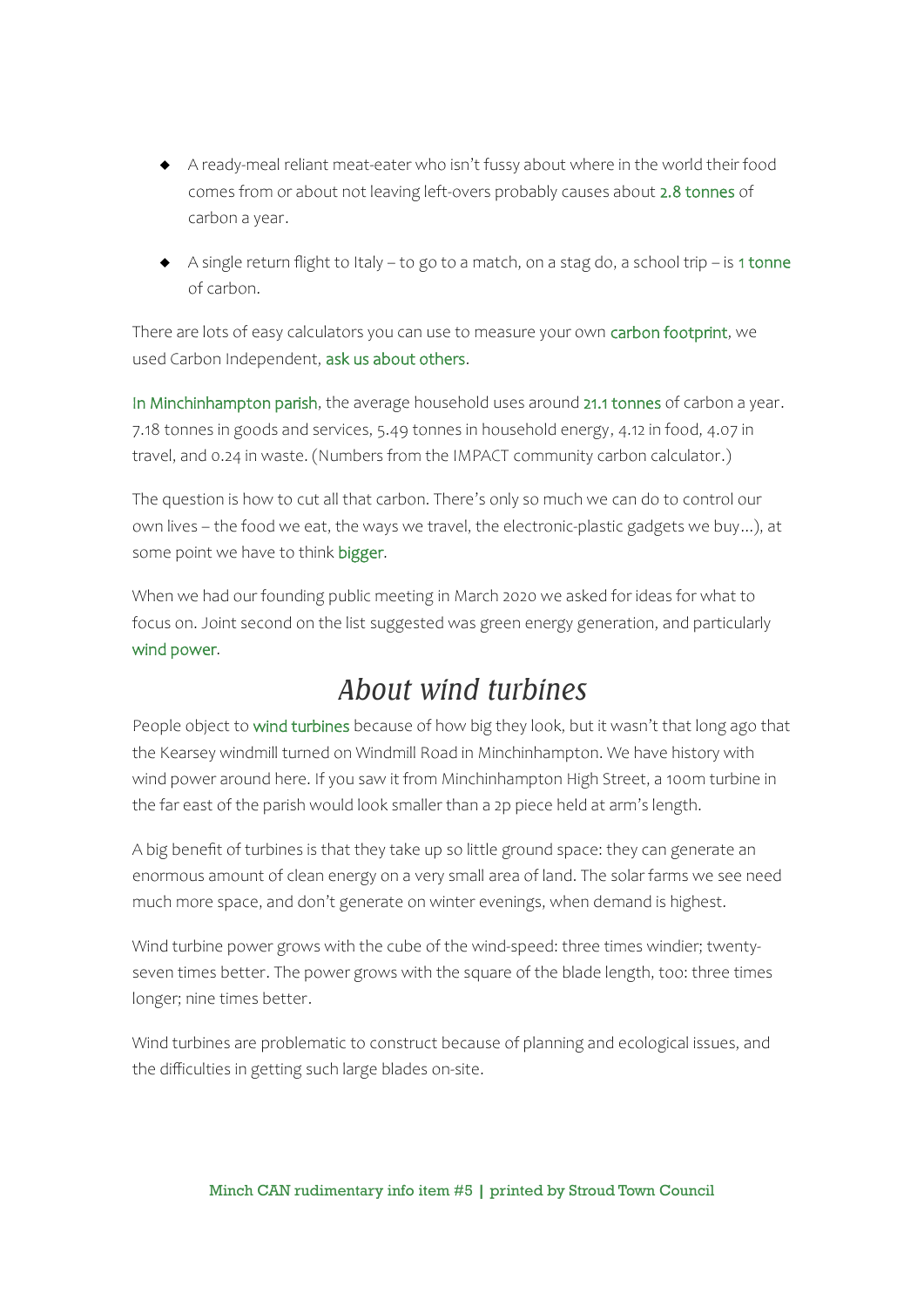- A ready-meal reliant meat-eater who isn't fussy about where in the world their food comes from or about not leaving left-overs probably causes about 2.8 tonnes of carbon a year.

- A single return flight to Italy – to go to a match, on a stag do, a school trip – is 1 tonne of carbon.

There are lots of easy calculators you can use to measure your own carbon footprint, we used Carbon Independent, ask us about others.

In Minchinhampton parish, the average household uses around 21.1 tonnes of carbon a year. 7.18 tonnes in goods and services, 5.49 tonnes in household energy, 4.12 in food, 4.07 in travel, and 0.24 in waste. (Numbers from the IMPACT community carbon calculator.)

The question is how to cut all that carbon. There's only so much we can do to control our own lives – the food we eat, the ways we travel, the electronic-plastic gadgets we buy…), at some point we have to think bigger.

When we had our founding public meeting in March 2020 we asked for ideas for what to focus on. Joint second on the list suggested was green energy generation, and particularly wind power.

## *About wind turbines*

People object to wind turbines because of how big they look, but it wasn't that long ago that the Kearsey windmill turned on Windmill Road in Minchinhampton. We have history with wind power around here. If you saw it from Minchinhampton High Street, a 100m turbine in the far east of the parish would look smaller than a 2p piece held at arm's length.

A big benefit of turbines is that they take up so little ground space: they can generate an enormous amount of clean energy on a very small area of land. The solar farms we see need much more space, and don't generate on winter evenings, when demand is highest.

Wind turbine power grows with the cube of the wind-speed: three times windier; twenty-seven times better. The power grows with the square of the blade length, too: three times longer; nine times better.

Wind turbines are problematic to construct because of planning and ecological issues, and the difficulties in getting such large blades on-site.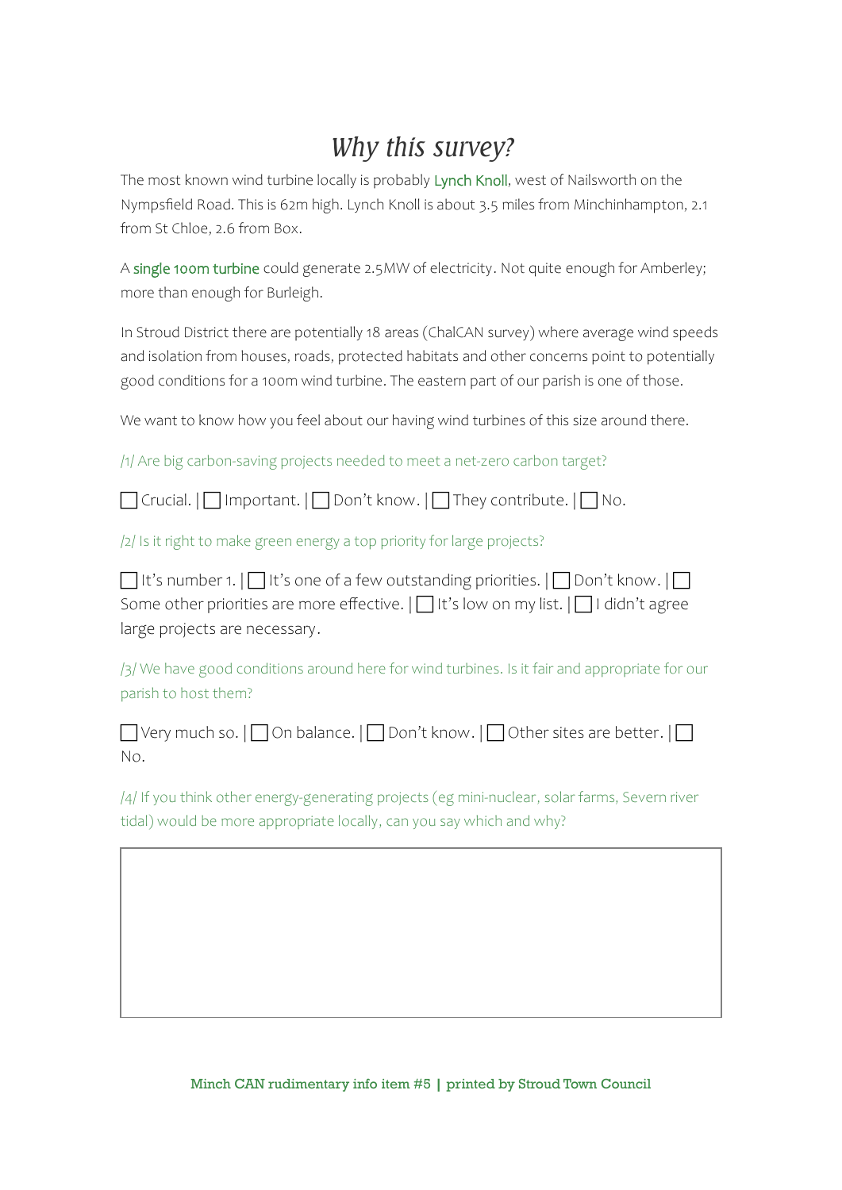# *Why this survey?*

The most known wind turbine locally is probably Lynch Knoll, west of Nailsworth on the Nympsfield Road. This is 62m high. Lynch Knoll is about 3.5 miles from Minchinhampton, 2.1 from St Chloe, 2.6 from Box.

A single 100m turbine could generate 2.5MW of electricity. Not quite enough for Amberley; more than enough for Burleigh.

In Stroud District there are potentially 18 areas (ChalCAN survey) where average wind speeds and isolation from houses, roads, protected habitats and other concerns point to potentially good conditions for a 100m wind turbine. The eastern part of our parish is one of those.

We want to know how you feel about our having wind turbines of this size around there.

/1/ Are big carbon-saving projects needed to meet a net-zero carbon target?

☐ Crucial. | ☐ Important. | ☐ Don't know. | ☐ They contribute. | ☐ No.

/2/ Is it right to make green energy a top priority for large projects?

☐ It's number 1. | ☐ It's one of a few outstanding priorities. | ☐ Don't know. | ☐ Some other priorities are more effective. | ☐ It's low on my list. | ☐ I didn't agree large projects are necessary.

/3/ We have good conditions around here for wind turbines. Is it fair and appropriate for our parish to host them?

☐ Very much so. | ☐ On balance. | ☐ Don't know. | ☐ Other sites are better. | ☐ No.

/4/ If you think other energy-generating projects (eg mini-nuclear, solar farms, Severn river tidal) would be more appropriate locally, can you say which and why?

| |
|---|
| |

**Minch CAN rudimentary info item #5 | printed by Stroud Town Council**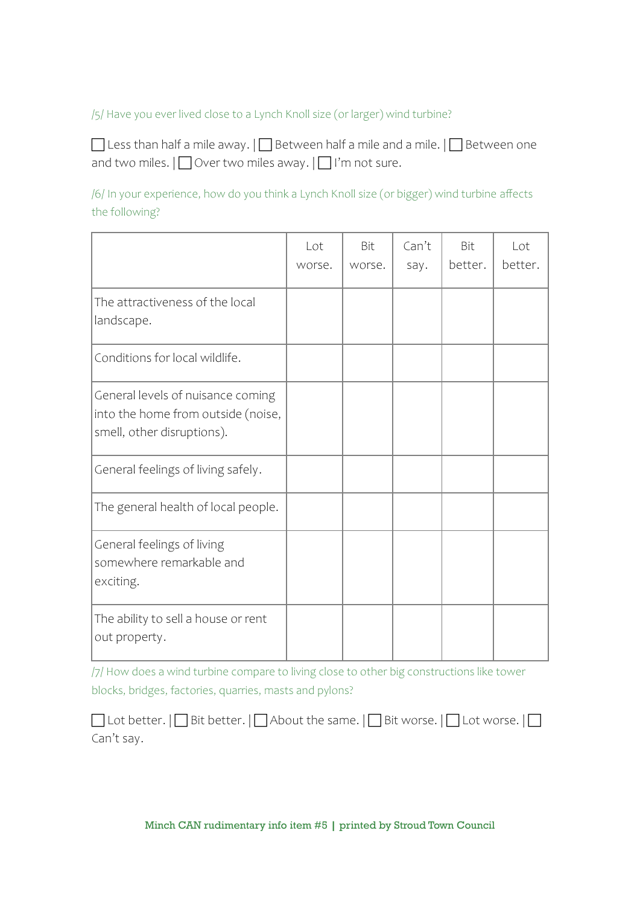/5/ Have you ever lived close to a Lynch Knoll size (or larger) wind turbine?

☐ Less than half a mile away. | ☐ Between half a mile and a mile. | ☐ Between one and two miles. | ☐ Over two miles away. | ☐ I'm not sure.

/6/ In your experience, how do you think a Lynch Knoll size (or bigger) wind turbine affects the following?

| | Lot worse. | Bit worse. | Can't say. | Bit better. | Lot better. |
|---|---|---|---|---|---|
| The attractiveness of the local landscape. | | | | | |
| Conditions for local wildlife. | | | | | |
| General levels of nuisance coming into the home from outside (noise, smell, other disruptions). | | | | | |
| General feelings of living safely. | | | | | |
| The general health of local people. | | | | | |
| General feelings of living somewhere remarkable and exciting. | | | | | |
| The ability to sell a house or rent out property. | | | | | |

/7/ How does a wind turbine compare to living close to other big constructions like tower blocks, bridges, factories, quarries, masts and pylons?

☐ Lot better. | ☐ Bit better. | ☐ About the same. | ☐ Bit worse. | ☐ Lot worse. | ☐ Can't say.

**Minch CAN rudimentary info item #5 | printed by Stroud Town Council**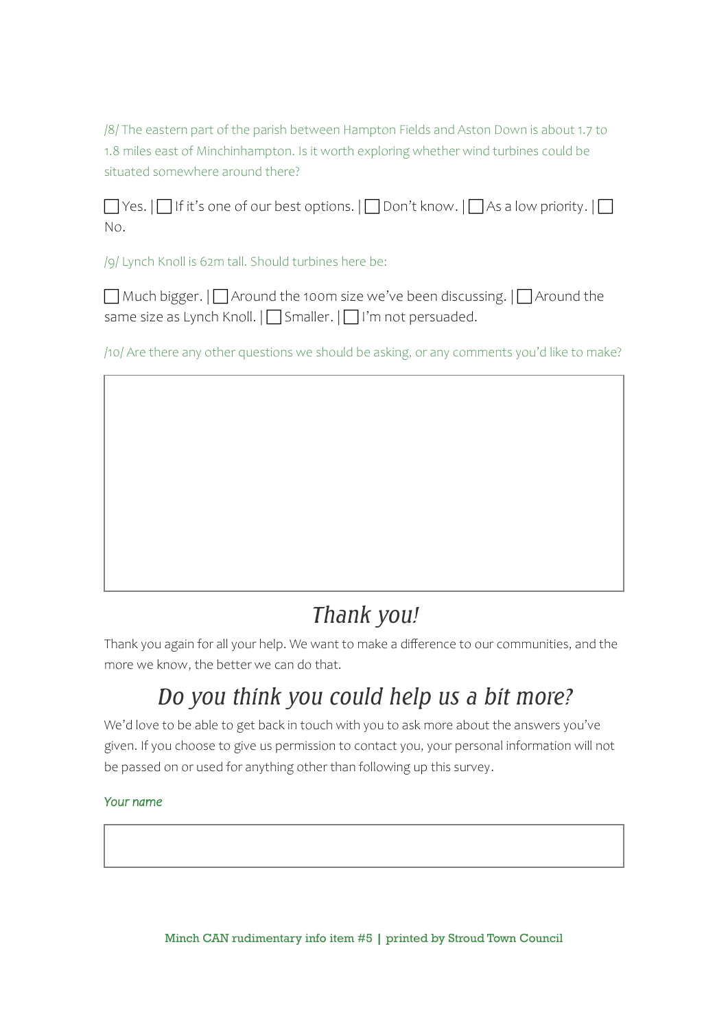/8/ The eastern part of the parish between Hampton Fields and Aston Down is about 1.7 to 1.8 miles east of Minchinhampton. Is it worth exploring whether wind turbines could be situated somewhere around there?

☐ Yes. | ☐ If it's one of our best options. | ☐ Don't know. | ☐ As a low priority. | ☐ No.

/9/ Lynch Knoll is 62m tall. Should turbines here be:

☐ Much bigger. | ☐ Around the 100m size we've been discussing. | ☐ Around the same size as Lynch Knoll. | ☐ Smaller. | ☐ I'm not persuaded.

/10/ Are there any other questions we should be asking, or any comments you'd like to make?

## *Thank you!*

Thank you again for all your help. We want to make a difference to our communities, and the more we know, the better we can do that.

## *Do you think you could help us a bit more?*

We'd love to be able to get back in touch with you to ask more about the answers you've given. If you choose to give us permission to contact you, your personal information will not be passed on or used for anything other than following up this survey.

*Your name*

Minch CAN rudimentary info item #5 | printed by Stroud Town Council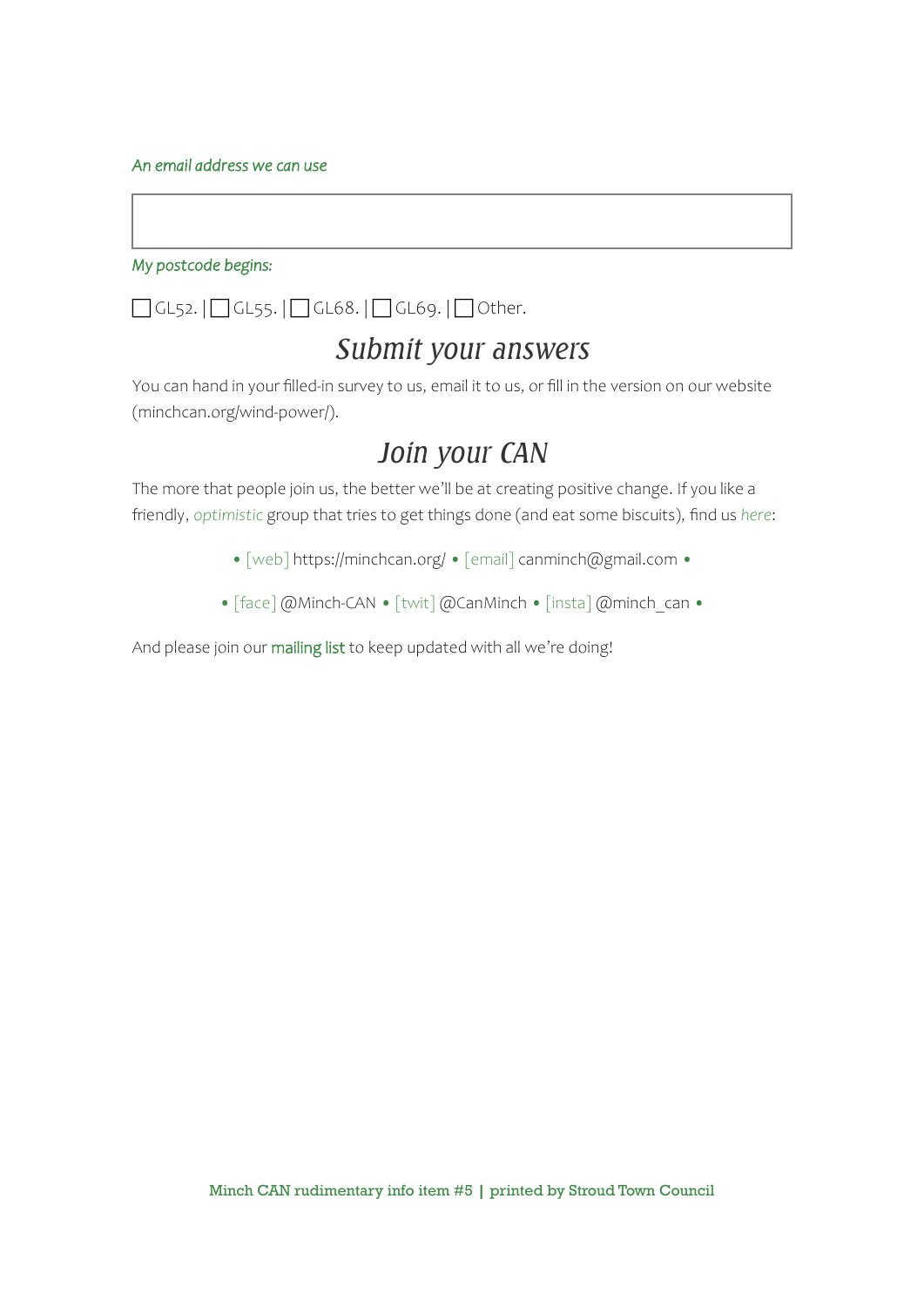*An email address we can use*

*My postcode begins:*

☐ GL52. | ☐ GL55. | ☐ GL68. | ☐ GL69. | ☐ Other.

## *Submit your answers*

You can hand in your filled-in survey to us, email it to us, or fill in the version on our website (minchcan.org/wind-power/).

## *Join your CAN*

The more that people join us, the better we'll be at creating positive change. If you like a friendly, *optimistic* group that tries to get things done (and eat some biscuits), find us *here*:

• [web] https://minchcan.org/ • [email] canminch@gmail.com •

• [face] @Minch-CAN • [twit] @CanMinch • [insta] @minch_can •

And please join our mailing list to keep updated with all we're doing!

Minch CAN rudimentary info item #5 | printed by Stroud Town Council